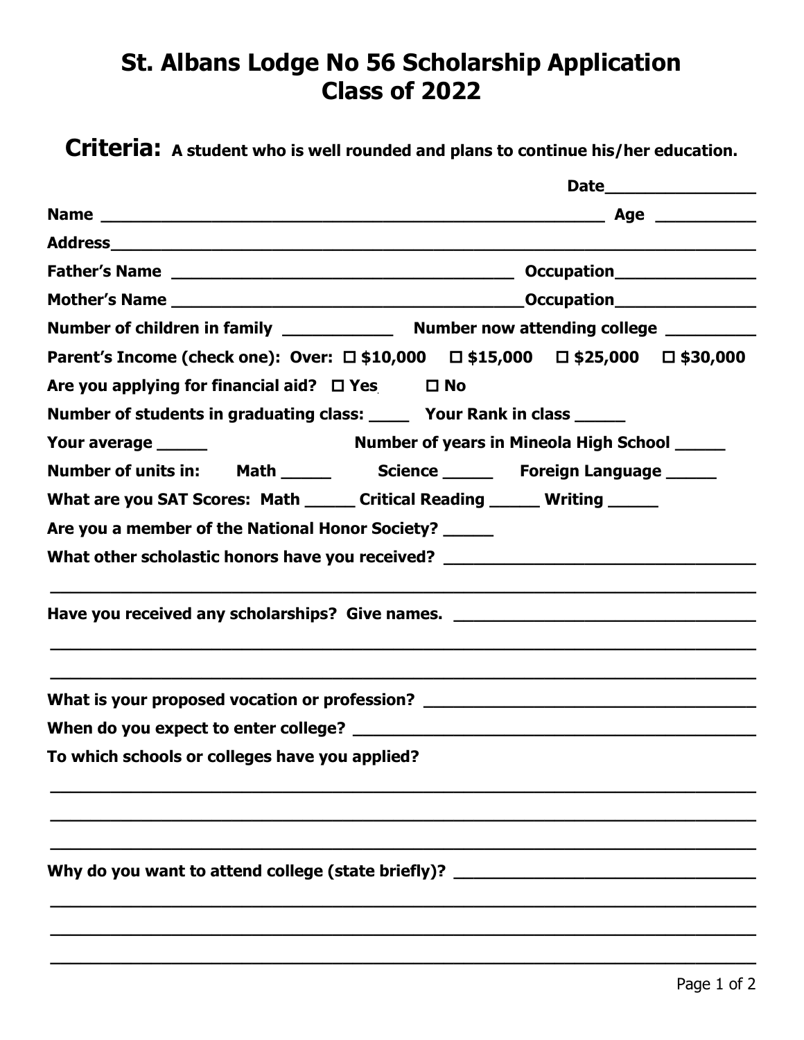# St. Albans Lodge No 56 Scholarship Application
# Class of 2022

**Criteria:** **A student who is well rounded and plans to continue his/her education.**

**Date**________________

**Name** ______________________________________________________ **Age** __________

**Address**______________________________________________________________________

**Father's Name** ____________________________________ **Occupation**_______________

**Mother's Name** ____________________________________**Occupation**_______________

**Number of children in family** ___________ **Number now attending college** _________

**Parent's Income (check one): Over:** ☐ **$10,000** ☐ **$15,000** ☐ **$25,000** ☐ **$30,000**

**Are you applying for financial aid?** ☐ **Yes** ☐ **No**

**Number of students in graduating class:** ____ **Your Rank in class** _____

**Your average** _____ **Number of years in Mineola High School** _____

**Number of units in:** **Math** _____ **Science** _____ **Foreign Language** _____

**What are you SAT Scores: Math** _____ **Critical Reading** _____ **Writing** _____

**Are you a member of the National Honor Society?** _____

**What other scholastic honors have you received?** _________________________________

______________________________________________________________________________

**Have you received any scholarships? Give names.** _________________________________

______________________________________________________________________________

______________________________________________________________________________

**What is your proposed vocation or profession?** ___________________________________

**When do you expect to enter college?** __________________________________________

**To which schools or colleges have you applied?**

______________________________________________________________________________

______________________________________________________________________________

______________________________________________________________________________

**Why do you want to attend college (state briefly)?** _______________________________

______________________________________________________________________________

______________________________________________________________________________

______________________________________________________________________________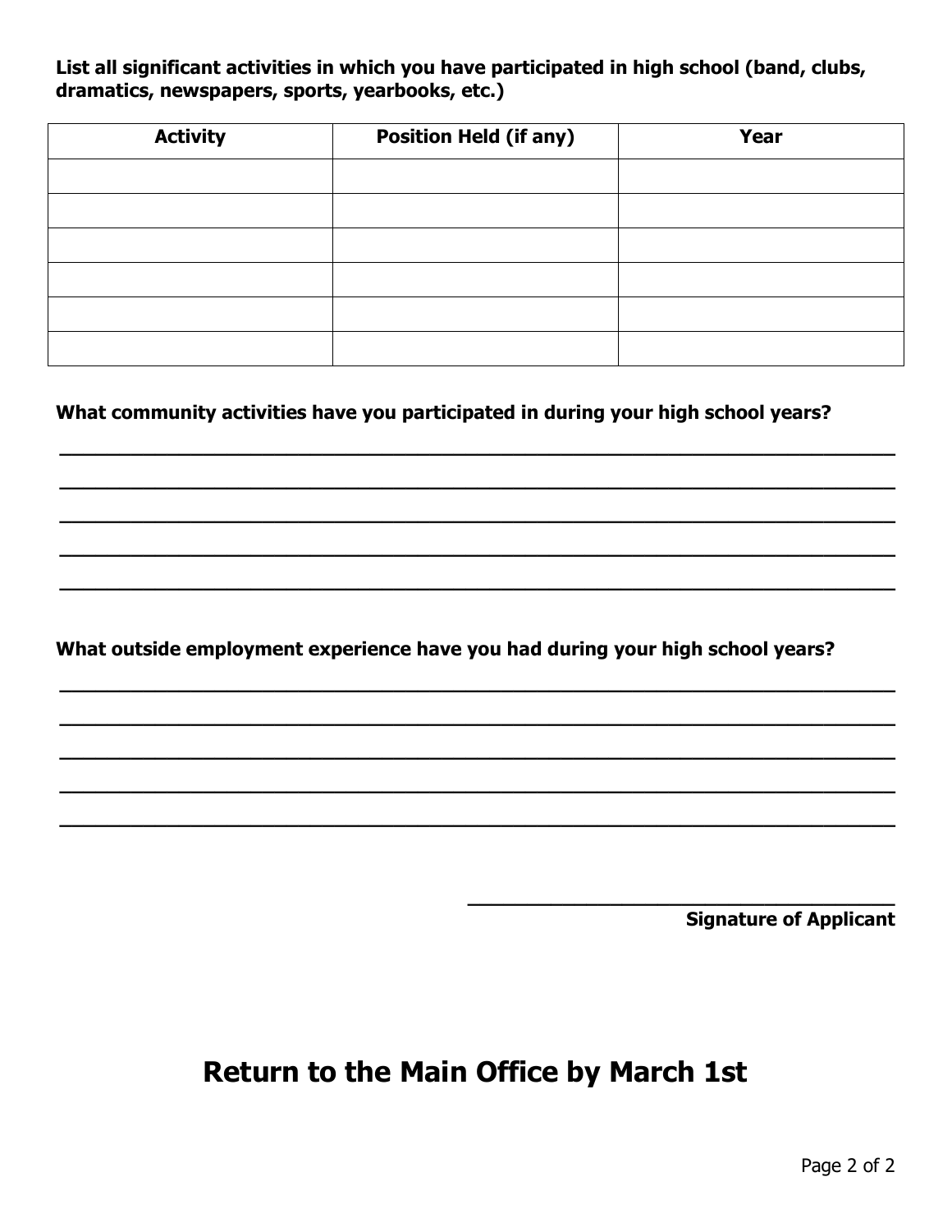**List all significant activities in which you have participated in high school (band, clubs, dramatics, newspapers, sports, yearbooks, etc.)**

| Activity | Position Held (if any) | Year |
|---|---|---|
| | | |
| | | |
| | | |
| | | |
| | | |
| | | |

**What community activities have you participated in during your high school years?**

\_\_\_\_\_\_\_\_\_\_\_\_\_\_\_\_\_\_\_\_\_\_\_\_\_\_\_\_\_\_\_\_\_\_\_\_\_\_\_\_\_\_\_\_\_\_\_\_\_\_\_\_\_\_\_\_\_\_\_\_

\_\_\_\_\_\_\_\_\_\_\_\_\_\_\_\_\_\_\_\_\_\_\_\_\_\_\_\_\_\_\_\_\_\_\_\_\_\_\_\_\_\_\_\_\_\_\_\_\_\_\_\_\_\_\_\_\_\_\_\_

\_\_\_\_\_\_\_\_\_\_\_\_\_\_\_\_\_\_\_\_\_\_\_\_\_\_\_\_\_\_\_\_\_\_\_\_\_\_\_\_\_\_\_\_\_\_\_\_\_\_\_\_\_\_\_\_\_\_\_\_

\_\_\_\_\_\_\_\_\_\_\_\_\_\_\_\_\_\_\_\_\_\_\_\_\_\_\_\_\_\_\_\_\_\_\_\_\_\_\_\_\_\_\_\_\_\_\_\_\_\_\_\_\_\_\_\_\_\_\_\_

\_\_\_\_\_\_\_\_\_\_\_\_\_\_\_\_\_\_\_\_\_\_\_\_\_\_\_\_\_\_\_\_\_\_\_\_\_\_\_\_\_\_\_\_\_\_\_\_\_\_\_\_\_\_\_\_\_\_\_\_

**What outside employment experience have you had during your high school years?**

\_\_\_\_\_\_\_\_\_\_\_\_\_\_\_\_\_\_\_\_\_\_\_\_\_\_\_\_\_\_\_\_\_\_\_\_\_\_\_\_\_\_\_\_\_\_\_\_\_\_\_\_\_\_\_\_\_\_\_\_

\_\_\_\_\_\_\_\_\_\_\_\_\_\_\_\_\_\_\_\_\_\_\_\_\_\_\_\_\_\_\_\_\_\_\_\_\_\_\_\_\_\_\_\_\_\_\_\_\_\_\_\_\_\_\_\_\_\_\_\_

\_\_\_\_\_\_\_\_\_\_\_\_\_\_\_\_\_\_\_\_\_\_\_\_\_\_\_\_\_\_\_\_\_\_\_\_\_\_\_\_\_\_\_\_\_\_\_\_\_\_\_\_\_\_\_\_\_\_\_\_

\_\_\_\_\_\_\_\_\_\_\_\_\_\_\_\_\_\_\_\_\_\_\_\_\_\_\_\_\_\_\_\_\_\_\_\_\_\_\_\_\_\_\_\_\_\_\_\_\_\_\_\_\_\_\_\_\_\_\_\_

\_\_\_\_\_\_\_\_\_\_\_\_\_\_\_\_\_\_\_\_\_\_\_\_\_\_\_\_\_\_\_\_\_\_\_\_\_\_\_\_\_\_\_\_\_\_\_\_\_\_\_\_\_\_\_\_\_\_\_\_

\_\_\_\_\_\_\_\_\_\_\_\_\_\_\_\_\_\_\_\_\_\_\_\_\_\_\_\_\_\_\_\_

**Signature of Applicant**

# Return to the Main Office by March 1st